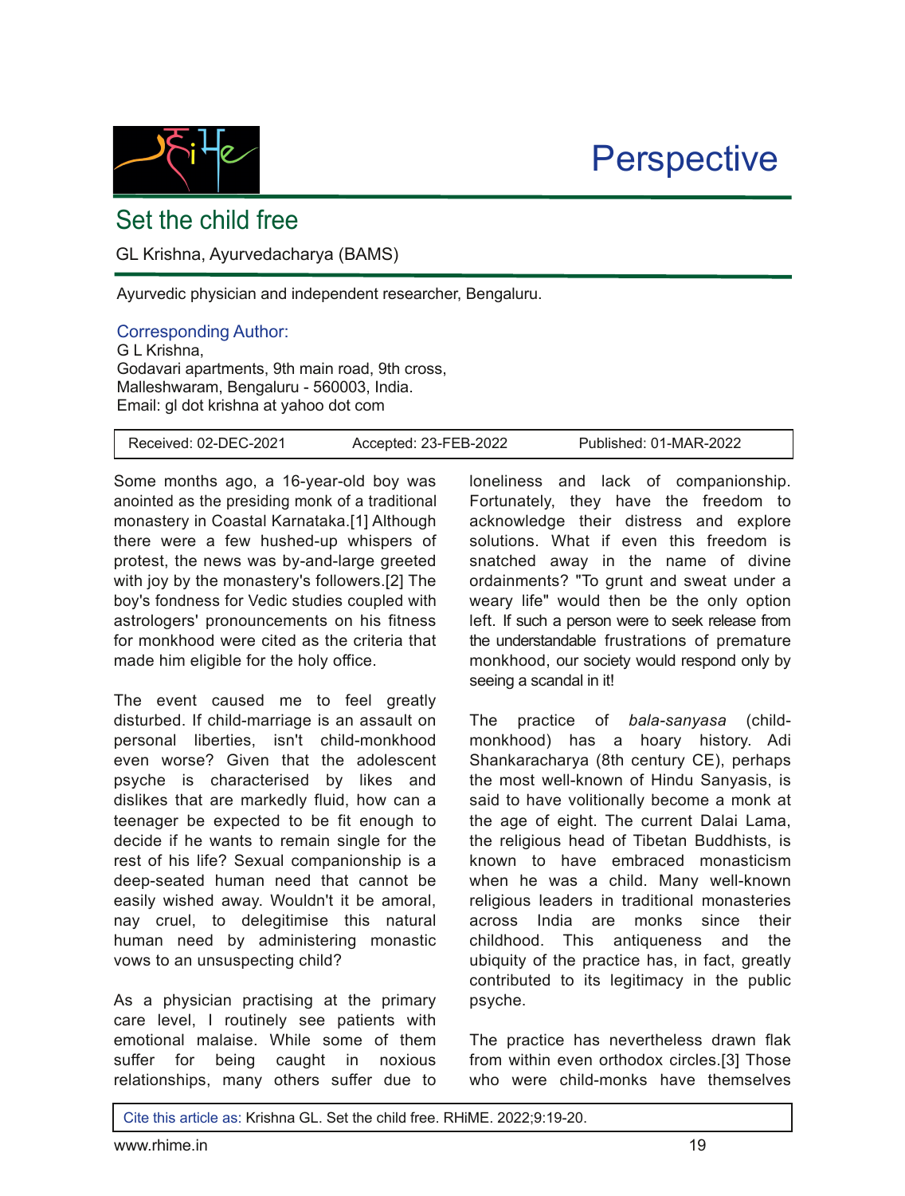Perspective

# Set the child free

GL Krishna, Ayurvedacharya (BAMS)

Ayurvedic physician and independent researcher, Bengaluru.

Corresponding Author:
G L Krishna,
Godavari apartments, 9th main road, 9th cross,
Malleshwaram, Bengaluru - 560003, India.
Email: gl dot krishna at yahoo dot com

| Received: 02-DEC-2021 | Accepted: 23-FEB-2022 | Published: 01-MAR-2022 |
|---|---|---|

Some months ago, a 16-year-old boy was anointed as the presiding monk of a traditional monastery in Coastal Karnataka.[1] Although there were a few hushed-up whispers of protest, the news was by-and-large greeted with joy by the monastery's followers.[2] The boy's fondness for Vedic studies coupled with astrologers' pronouncements on his fitness for monkhood were cited as the criteria that made him eligible for the holy office.

The event caused me to feel greatly disturbed. If child-marriage is an assault on personal liberties, isn't child-monkhood even worse? Given that the adolescent psyche is characterised by likes and dislikes that are markedly fluid, how can a teenager be expected to be fit enough to decide if he wants to remain single for the rest of his life? Sexual companionship is a deep-seated human need that cannot be easily wished away. Wouldn't it be amoral, nay cruel, to delegitimise this natural human need by administering monastic vows to an unsuspecting child?

As a physician practising at the primary care level, I routinely see patients with emotional malaise. While some of them suffer for being caught in noxious relationships, many others suffer due to loneliness and lack of companionship. Fortunately, they have the freedom to acknowledge their distress and explore solutions. What if even this freedom is snatched away in the name of divine ordainments? "To grunt and sweat under a weary life" would then be the only option left. If such a person were to seek release from the understandable frustrations of premature monkhood, our society would respond only by seeing a scandal in it!

The practice of *bala-sanyasa* (child-monkhood) has a hoary history. Adi Shankaracharya (8th century CE), perhaps the most well-known of Hindu Sanyasis, is said to have volitionally become a monk at the age of eight. The current Dalai Lama, the religious head of Tibetan Buddhists, is known to have embraced monasticism when he was a child. Many well-known religious leaders in traditional monasteries across India are monks since their childhood. This antiqueness and the ubiquity of the practice has, in fact, greatly contributed to its legitimacy in the public psyche.

The practice has nevertheless drawn flak from within even orthodox circles.[3] Those who were child-monks have themselves

Cite this article as: Krishna GL. Set the child free. RHiME. 2022;9:19-20.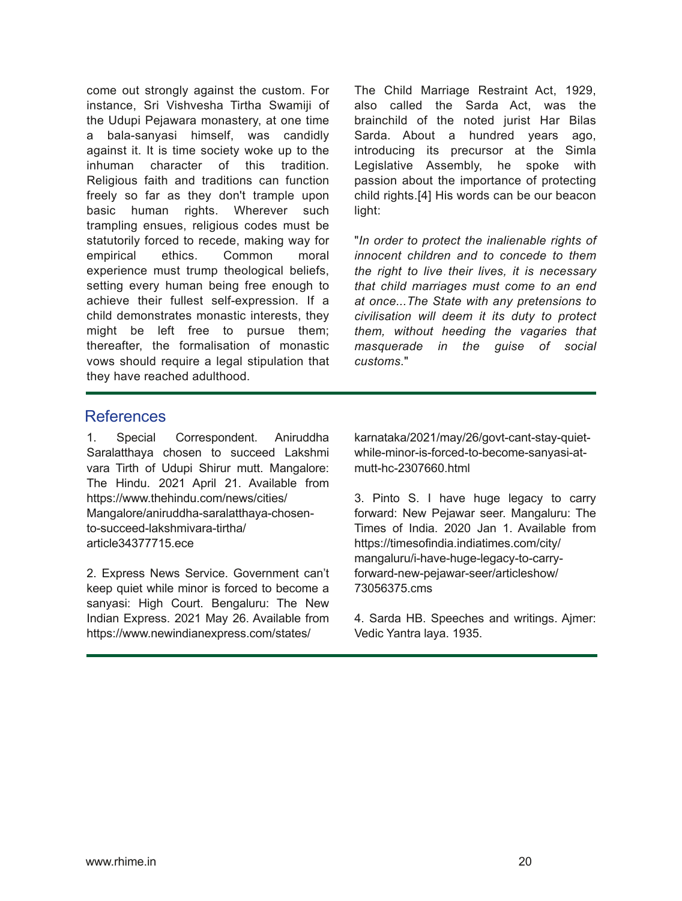come out strongly against the custom. For instance, Sri Vishvesha Tirtha Swamiji of the Udupi Pejawara monastery, at one time a bala-sanyasi himself, was candidly against it. It is time society woke up to the inhuman character of this tradition. Religious faith and traditions can function freely so far as they don't trample upon basic human rights. Wherever such trampling ensues, religious codes must be statutorily forced to recede, making way for empirical ethics. Common moral experience must trump theological beliefs, setting every human being free enough to achieve their fullest self-expression. If a child demonstrates monastic interests, they might be left free to pursue them; thereafter, the formalisation of monastic vows should require a legal stipulation that they have reached adulthood.

The Child Marriage Restraint Act, 1929, also called the Sarda Act, was the brainchild of the noted jurist Har Bilas Sarda. About a hundred years ago, introducing its precursor at the Simla Legislative Assembly, he spoke with passion about the importance of protecting child rights.[4] His words can be our beacon light:

"*In order to protect the inalienable rights of innocent children and to concede to them the right to live their lives, it is necessary that child marriages must come to an end at once...The State with any pretensions to civilisation will deem it its duty to protect them, without heeding the vagaries that masquerade in the guise of social customs*."

## References

1. Special Correspondent. Aniruddha Saralatthaya chosen to succeed Lakshmi vara Tirth of Udupi Shirur mutt. Mangalore: The Hindu. 2021 April 21. Available from https://www.thehindu.com/news/cities/Mangalore/aniruddha-saralatthaya-chosen-to-succeed-lakshmivara-tirtha/article34377715.ece

2. Express News Service. Government can't keep quiet while minor is forced to become a sanyasi: High Court. Bengaluru: The New Indian Express. 2021 May 26. Available from https://www.newindianexpress.com/states/karnataka/2021/may/26/govt-cant-stay-quiet-while-minor-is-forced-to-become-sanyasi-at-mutt-hc-2307660.html

3. Pinto S. I have huge legacy to carry forward: New Pejawar seer. Mangaluru: The Times of India. 2020 Jan 1. Available from https://timesofindia.indiatimes.com/city/mangaluru/i-have-huge-legacy-to-carry-forward-new-pejawar-seer/articleshow/73056375.cms

4. Sarda HB. Speeches and writings. Ajmer: Vedic Yantra laya. 1935.